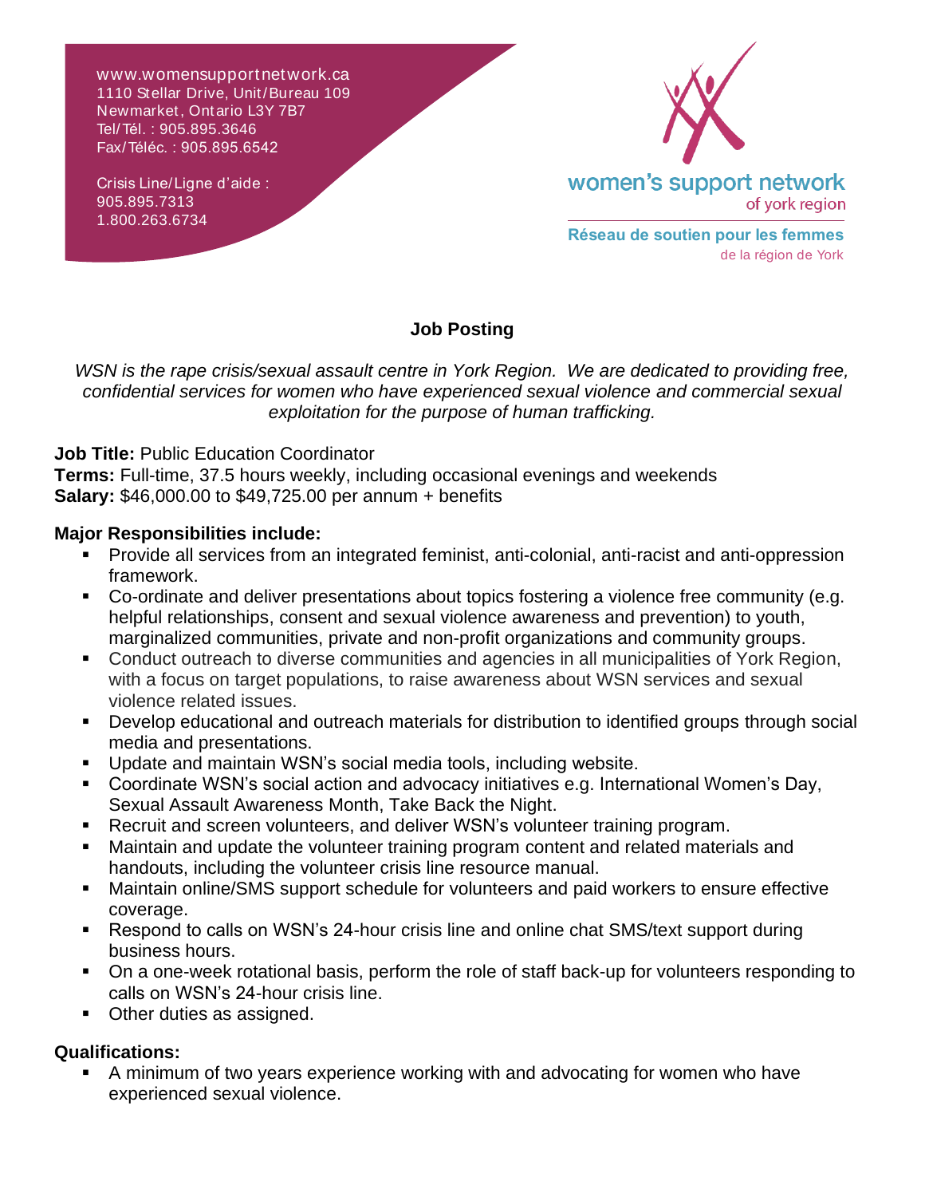www.womensupportnetwork.ca
1110 Stellar Drive, Unit/Bureau 109
Newmarket, Ontario L3Y 7B7
Tel/Tél. : 905.895.3646
Fax/Téléc. : 905.895.6542

Crisis Line/Ligne d'aide :
905.895.7313
1.800.263.6734

women's support network
of york region

Réseau de soutien pour les femmes
de la région de York

## Job Posting

*WSN is the rape crisis/sexual assault centre in York Region. We are dedicated to providing free, confidential services for women who have experienced sexual violence and commercial sexual exploitation for the purpose of human trafficking.*

**Job Title:** Public Education Coordinator
**Terms:** Full-time, 37.5 hours weekly, including occasional evenings and weekends
**Salary:** $46,000.00 to $49,725.00 per annum + benefits

**Major Responsibilities include:**

- Provide all services from an integrated feminist, anti-colonial, anti-racist and anti-oppression framework.
- Co-ordinate and deliver presentations about topics fostering a violence free community (e.g. helpful relationships, consent and sexual violence awareness and prevention) to youth, marginalized communities, private and non-profit organizations and community groups.
- Conduct outreach to diverse communities and agencies in all municipalities of York Region, with a focus on target populations, to raise awareness about WSN services and sexual violence related issues.
- Develop educational and outreach materials for distribution to identified groups through social media and presentations.
- Update and maintain WSN's social media tools, including website.
- Coordinate WSN's social action and advocacy initiatives e.g. International Women's Day, Sexual Assault Awareness Month, Take Back the Night.
- Recruit and screen volunteers, and deliver WSN's volunteer training program.
- Maintain and update the volunteer training program content and related materials and handouts, including the volunteer crisis line resource manual.
- Maintain online/SMS support schedule for volunteers and paid workers to ensure effective coverage.
- Respond to calls on WSN's 24-hour crisis line and online chat SMS/text support during business hours.
- On a one-week rotational basis, perform the role of staff back-up for volunteers responding to calls on WSN's 24-hour crisis line.
- Other duties as assigned.

**Qualifications:**

- A minimum of two years experience working with and advocating for women who have experienced sexual violence.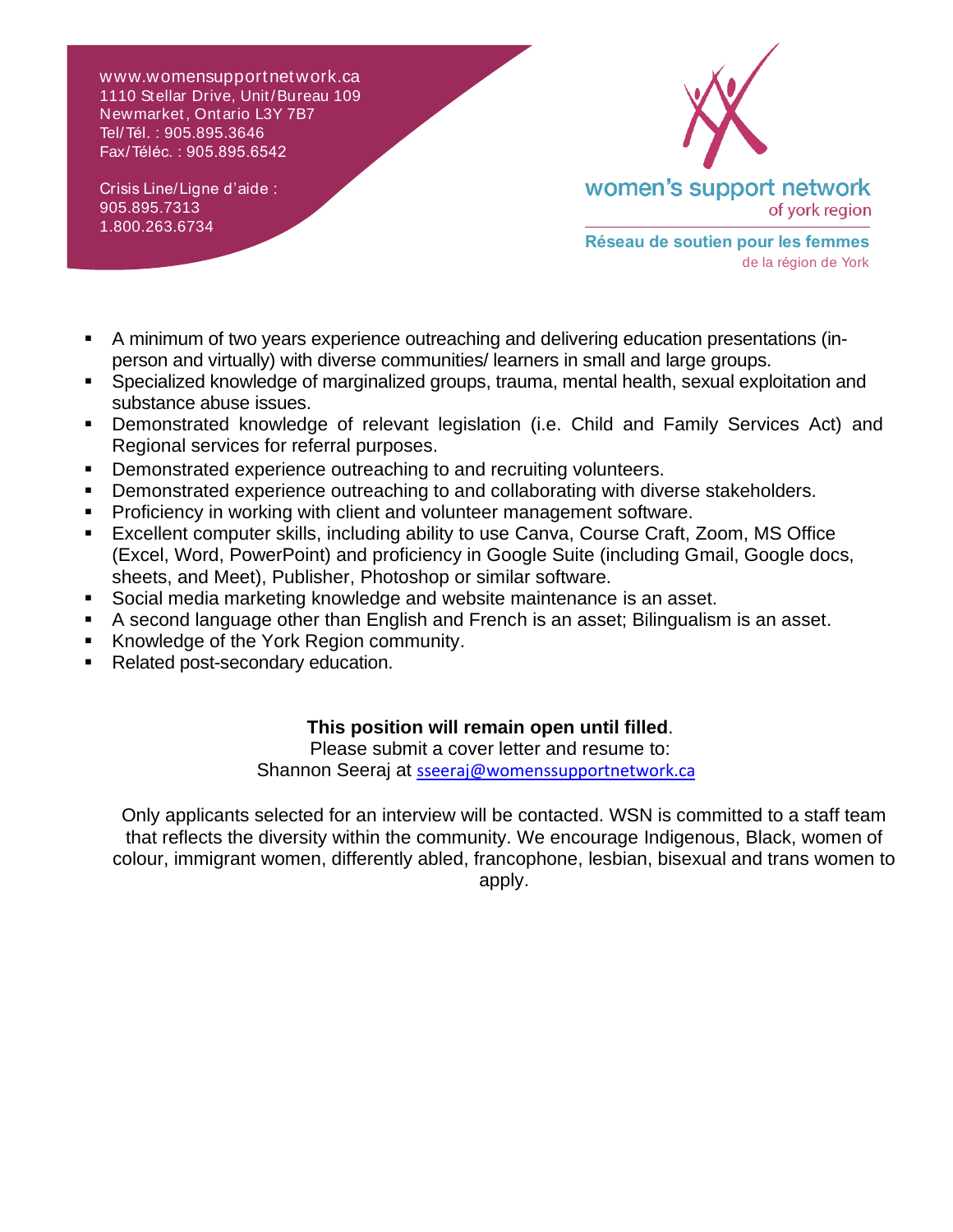www.womensupportnetwork.ca
1110 Stellar Drive, Unit/Bureau 109
Newmarket, Ontario L3Y 7B7
Tel/Tél. : 905.895.3646
Fax/Téléc. : 905.895.6542

Crisis Line/Ligne d'aide :
905.895.7313
1.800.263.6734

women's support network
of york region

Réseau de soutien pour les femmes
de la région de York

- A minimum of two years experience outreaching and delivering education presentations (in-person and virtually) with diverse communities/ learners in small and large groups.
- Specialized knowledge of marginalized groups, trauma, mental health, sexual exploitation and substance abuse issues.
- Demonstrated knowledge of relevant legislation (i.e. Child and Family Services Act) and Regional services for referral purposes.
- Demonstrated experience outreaching to and recruiting volunteers.
- Demonstrated experience outreaching to and collaborating with diverse stakeholders.
- Proficiency in working with client and volunteer management software.
- Excellent computer skills, including ability to use Canva, Course Craft, Zoom, MS Office (Excel, Word, PowerPoint) and proficiency in Google Suite (including Gmail, Google docs, sheets, and Meet), Publisher, Photoshop or similar software.
- Social media marketing knowledge and website maintenance is an asset.
- A second language other than English and French is an asset; Bilingualism is an asset.
- Knowledge of the York Region community.
- Related post-secondary education.

**This position will remain open until filled**.
Please submit a cover letter and resume to:
Shannon Seeraj at sseeraj@womenssupportnetwork.ca

Only applicants selected for an interview will be contacted. WSN is committed to a staff team that reflects the diversity within the community. We encourage Indigenous, Black, women of colour, immigrant women, differently abled, francophone, lesbian, bisexual and trans women to apply.